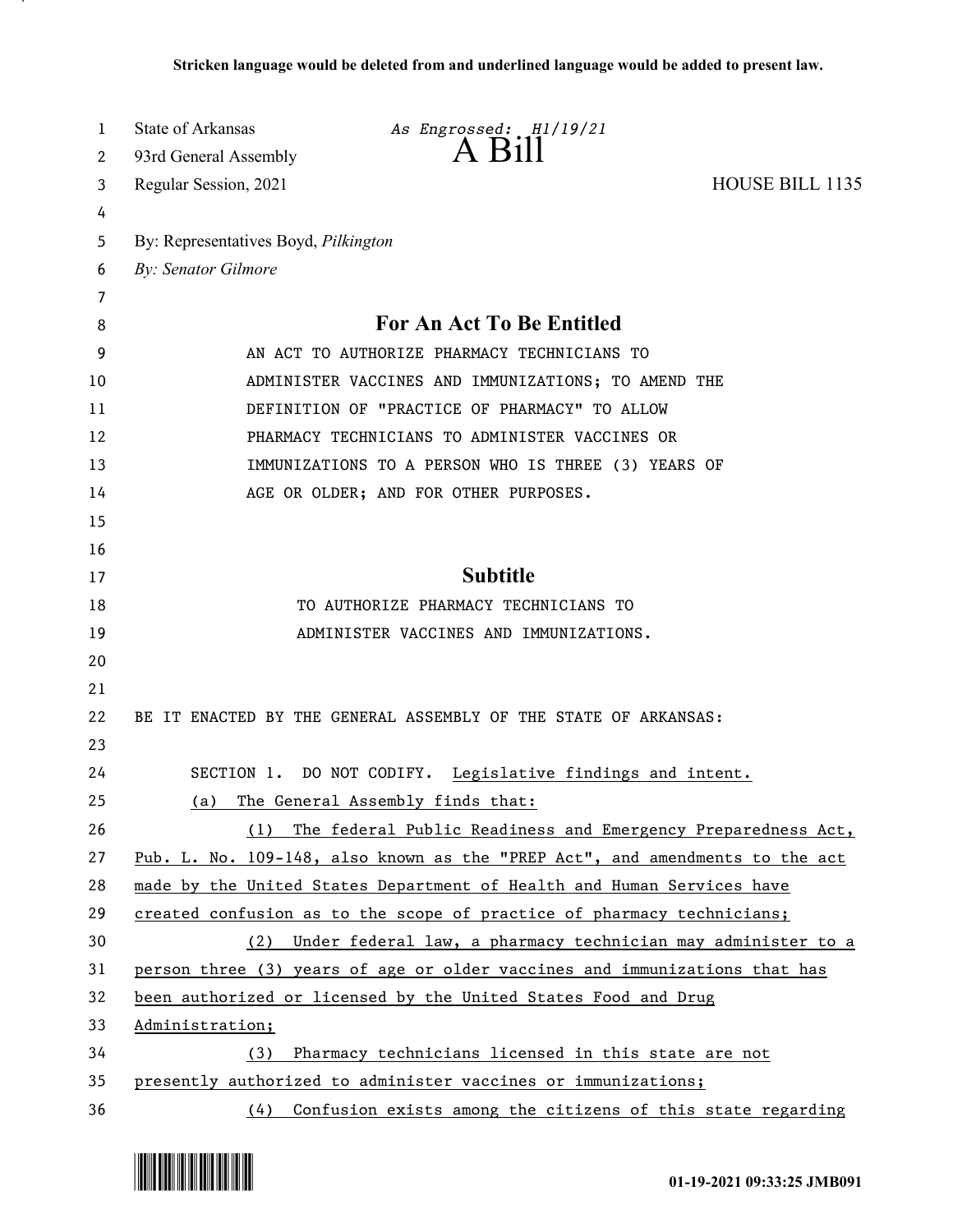**Stricken language would be deleted from and underlined language would be added to present law.**

State of Arkansas *As Engrossed: H1/19/21*
93rd General Assembly **A Bill**
Regular Session, 2021 HOUSE BILL 1135

By: Representatives Boyd, *Pilkington*
*By: Senator Gilmore*

## For An Act To Be Entitled

AN ACT TO AUTHORIZE PHARMACY TECHNICIANS TO ADMINISTER VACCINES AND IMMUNIZATIONS; TO AMEND THE DEFINITION OF "PRACTICE OF PHARMACY" TO ALLOW PHARMACY TECHNICIANS TO ADMINISTER VACCINES OR IMMUNIZATIONS TO A PERSON WHO IS THREE (3) YEARS OF AGE OR OLDER; AND FOR OTHER PURPOSES.

## Subtitle

TO AUTHORIZE PHARMACY TECHNICIANS TO ADMINISTER VACCINES AND IMMUNIZATIONS.

BE IT ENACTED BY THE GENERAL ASSEMBLY OF THE STATE OF ARKANSAS:

SECTION 1. DO NOT CODIFY. <u>Legislative findings and intent.</u>

<u>(a) The General Assembly finds that:</u>

<u>(1) The federal Public Readiness and Emergency Preparedness Act, Pub. L. No. 109-148, also known as the "PREP Act", and amendments to the act made by the United States Department of Health and Human Services have created confusion as to the scope of practice of pharmacy technicians;</u>

<u>(2) Under federal law, a pharmacy technician may administer to a person three (3) years of age or older vaccines and immunizations that has been authorized or licensed by the United States Food and Drug Administration;</u>

<u>(3) Pharmacy technicians licensed in this state are not presently authorized to administer vaccines or immunizations;</u>

<u>(4) Confusion exists among the citizens of this state regarding</u>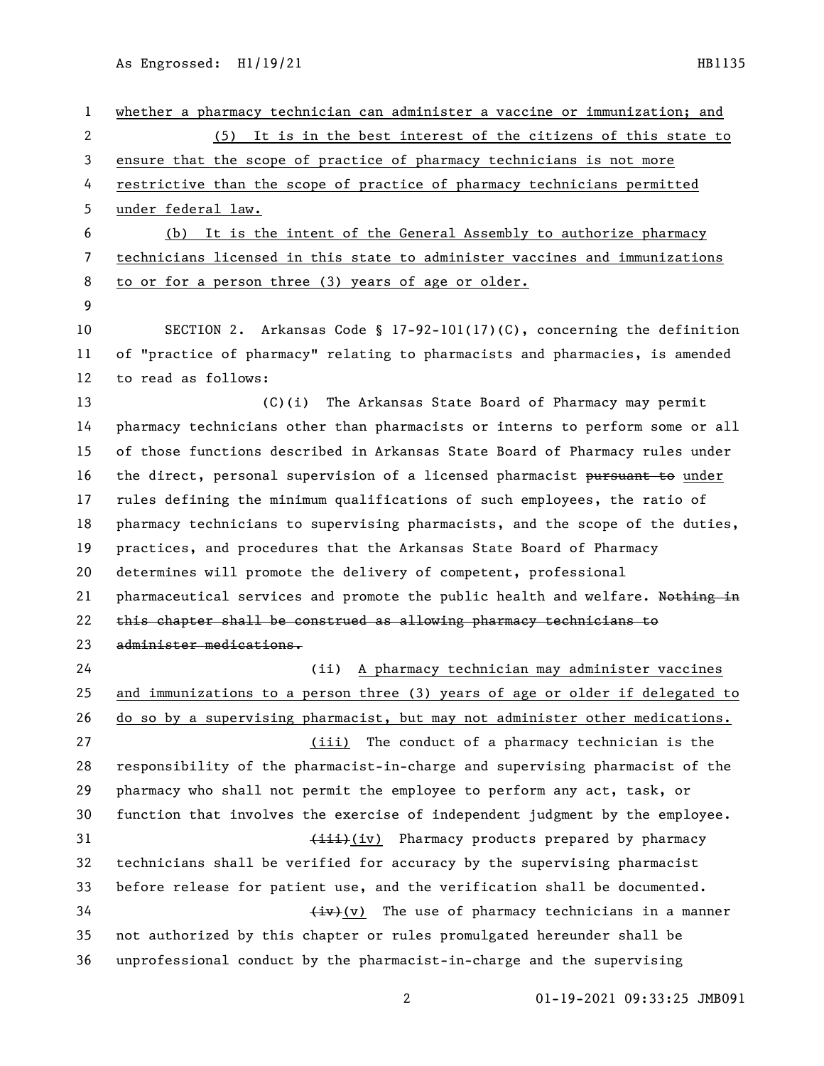whether a pharmacy technician can administer a vaccine or immunization; and

(5) It is in the best interest of the citizens of this state to ensure that the scope of practice of pharmacy technicians is not more restrictive than the scope of practice of pharmacy technicians permitted under federal law.

(b) It is the intent of the General Assembly to authorize pharmacy technicians licensed in this state to administer vaccines and immunizations to or for a person three (3) years of age or older.

SECTION 2. Arkansas Code § 17-92-101(17)(C), concerning the definition of "practice of pharmacy" relating to pharmacists and pharmacies, is amended to read as follows:

(C)(i) The Arkansas State Board of Pharmacy may permit pharmacy technicians other than pharmacists or interns to perform some or all of those functions described in Arkansas State Board of Pharmacy rules under the direct, personal supervision of a licensed pharmacist ~~pursuant to~~ under rules defining the minimum qualifications of such employees, the ratio of pharmacy technicians to supervising pharmacists, and the scope of the duties, practices, and procedures that the Arkansas State Board of Pharmacy determines will promote the delivery of competent, professional pharmaceutical services and promote the public health and welfare. ~~Nothing in this chapter shall be construed as allowing pharmacy technicians to administer medications.~~

(ii) A pharmacy technician may administer vaccines and immunizations to a person three (3) years of age or older if delegated to do so by a supervising pharmacist, but may not administer other medications.

(iii) The conduct of a pharmacy technician is the responsibility of the pharmacist-in-charge and supervising pharmacist of the pharmacy who shall not permit the employee to perform any act, task, or function that involves the exercise of independent judgment by the employee.

~~(iii)~~(iv) Pharmacy products prepared by pharmacy technicians shall be verified for accuracy by the supervising pharmacist before release for patient use, and the verification shall be documented.

~~(iv)~~(v) The use of pharmacy technicians in a manner not authorized by this chapter or rules promulgated hereunder shall be unprofessional conduct by the pharmacist-in-charge and the supervising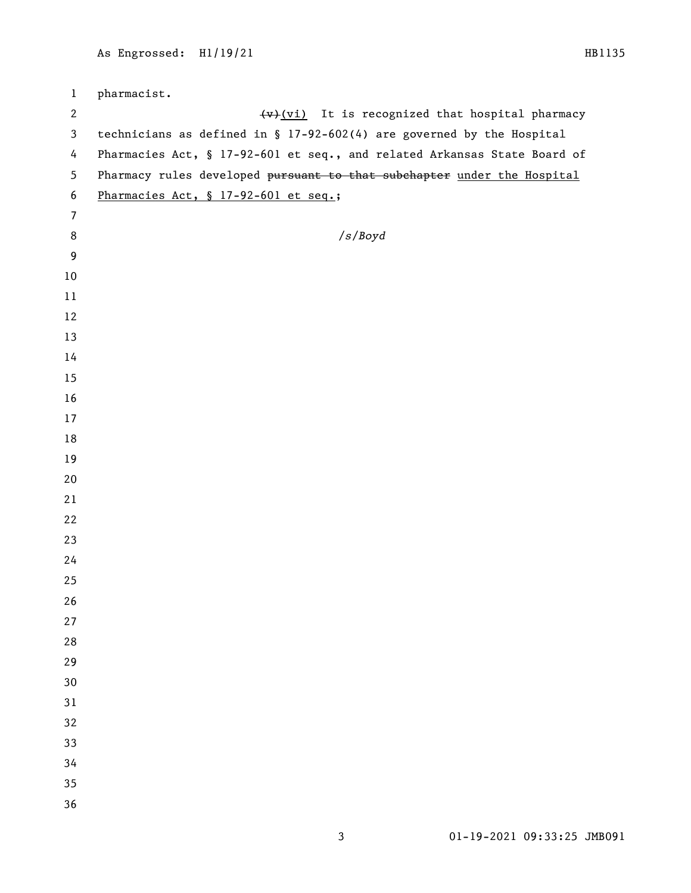pharmacist.

~~(v)~~(vi) It is recognized that hospital pharmacy technicians as defined in § 17-92-602(4) are governed by the Hospital Pharmacies Act, § 17-92-601 et seq., and related Arkansas State Board of Pharmacy rules developed ~~pursuant to that subchapter~~ under the Hospital Pharmacies Act, § 17-92-601 et seq.;

*/s/Boyd*